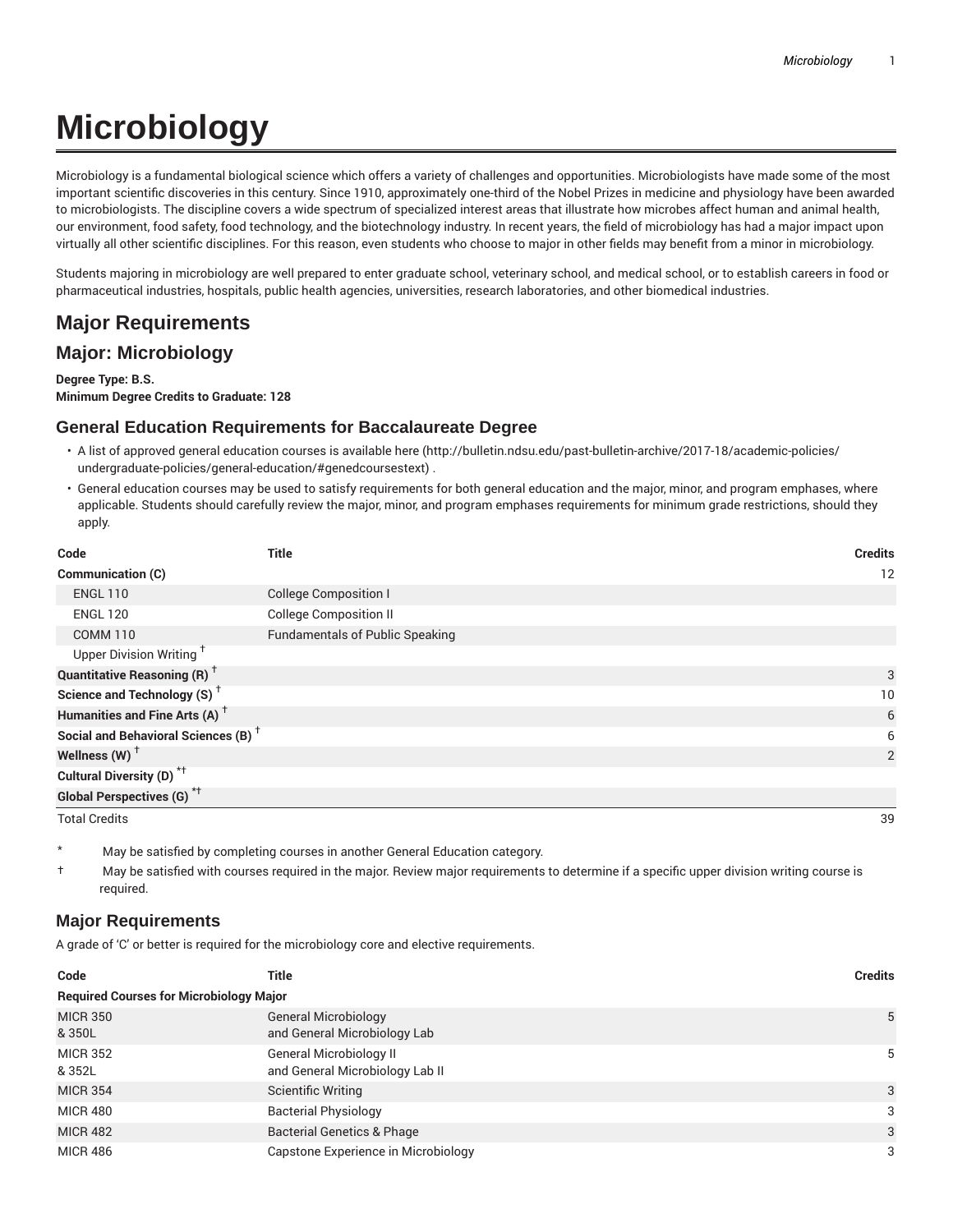# Microbiology

Microbiology is a fundamental biological science which offers a variety of challenges and opportunities. Microbiologists have made some of the most important scientific discoveries in this century. Since 1910, approximately one-third of the Nobel Prizes in medicine and physiology have been awarded to microbiologists. The discipline covers a wide spectrum of specialized interest areas that illustrate how microbes affect human and animal health, our environment, food safety, food technology, and the biotechnology industry. In recent years, the field of microbiology has had a major impact upon virtually all other scientific disciplines. For this reason, even students who choose to major in other fields may benefit from a minor in microbiology.

Students majoring in microbiology are well prepared to enter graduate school, veterinary school, and medical school, or to establish careers in food or pharmaceutical industries, hospitals, public health agencies, universities, research laboratories, and other biomedical industries.

## Major Requirements

## Major: Microbiology

**Degree Type: B.S.**
**Minimum Degree Credits to Graduate: 128**

### General Education Requirements for Baccalaureate Degree

- A list of approved general education courses is available here (http://bulletin.ndsu.edu/past-bulletin-archive/2017-18/academic-policies/undergraduate-policies/general-education/#genedcoursestext) .
- General education courses may be used to satisfy requirements for both general education and the major, minor, and program emphases, where applicable. Students should carefully review the major, minor, and program emphases requirements for minimum grade restrictions, should they apply.

| Code | Title | Credits |
|---|---|---|
| **Communication (C)** | | 12 |
| ENGL 110 | College Composition I | |
| ENGL 120 | College Composition II | |
| COMM 110 | Fundamentals of Public Speaking | |
| Upper Division Writing † | | |
| **Quantitative Reasoning (R) †** | | 3 |
| **Science and Technology (S) †** | | 10 |
| **Humanities and Fine Arts (A) †** | | 6 |
| **Social and Behavioral Sciences (B) †** | | 6 |
| **Wellness (W) †** | | 2 |
| **Cultural Diversity (D) *†** | | |
| **Global Perspectives (G) *†** | | |
| Total Credits | | 39 |

\* May be satisfied by completing courses in another General Education category.

† May be satisfied with courses required in the major. Review major requirements to determine if a specific upper division writing course is required.

### Major Requirements

A grade of 'C' or better is required for the microbiology core and elective requirements.

| Code | Title | Credits |
|---|---|---|
| **Required Courses for Microbiology Major** | | |
| MICR 350 & 350L | General Microbiology and General Microbiology Lab | 5 |
| MICR 352 & 352L | General Microbiology II and General Microbiology Lab II | 5 |
| MICR 354 | Scientific Writing | 3 |
| MICR 480 | Bacterial Physiology | 3 |
| MICR 482 | Bacterial Genetics & Phage | 3 |
| MICR 486 | Capstone Experience in Microbiology | 3 |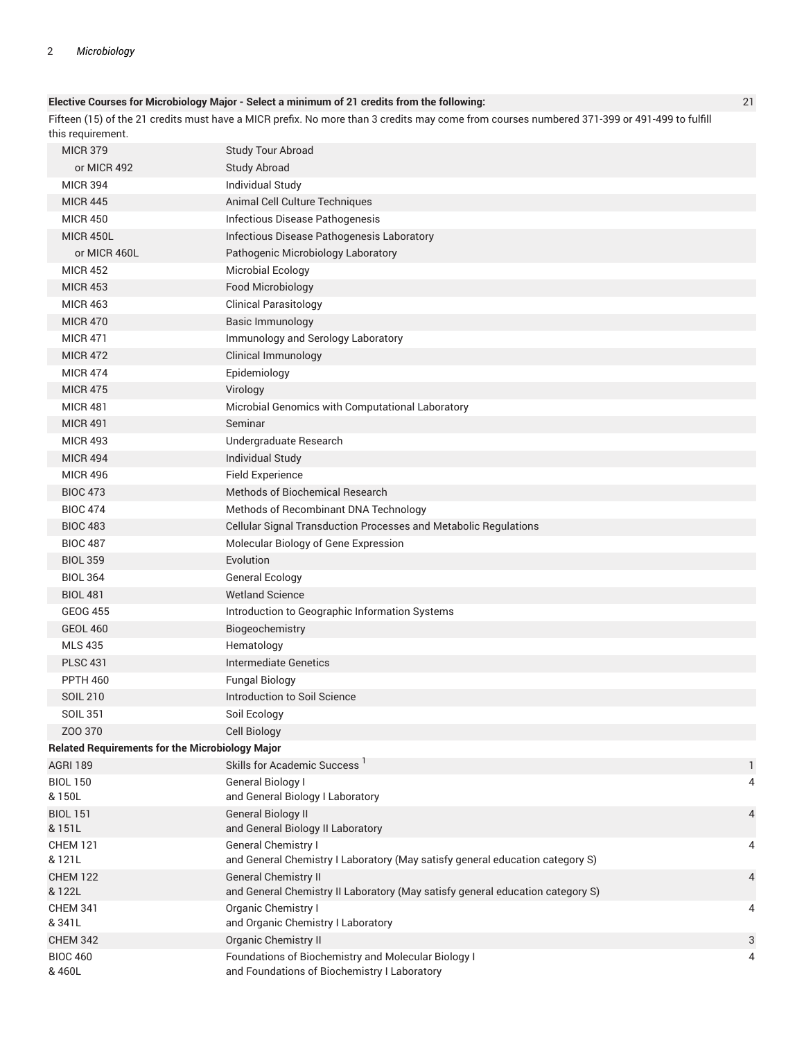| Course | Title | Credits |
| --- | --- | --- |
| **Elective Courses for Microbiology Major - Select a minimum of 21 credits from the following:** | | 21 |
| Fifteen (15) of the 21 credits must have a MICR prefix. No more than 3 credits may come from courses numbered 371-399 or 491-499 to fulfill this requirement. | | |
| MICR 379 | Study Tour Abroad | |
| or MICR 492 | Study Abroad | |
| MICR 394 | Individual Study | |
| MICR 445 | Animal Cell Culture Techniques | |
| MICR 450 | Infectious Disease Pathogenesis | |
| MICR 450L | Infectious Disease Pathogenesis Laboratory | |
| or MICR 460L | Pathogenic Microbiology Laboratory | |
| MICR 452 | Microbial Ecology | |
| MICR 453 | Food Microbiology | |
| MICR 463 | Clinical Parasitology | |
| MICR 470 | Basic Immunology | |
| MICR 471 | Immunology and Serology Laboratory | |
| MICR 472 | Clinical Immunology | |
| MICR 474 | Epidemiology | |
| MICR 475 | Virology | |
| MICR 481 | Microbial Genomics with Computational Laboratory | |
| MICR 491 | Seminar | |
| MICR 493 | Undergraduate Research | |
| MICR 494 | Individual Study | |
| MICR 496 | Field Experience | |
| BIOC 473 | Methods of Biochemical Research | |
| BIOC 474 | Methods of Recombinant DNA Technology | |
| BIOC 483 | Cellular Signal Transduction Processes and Metabolic Regulations | |
| BIOC 487 | Molecular Biology of Gene Expression | |
| BIOL 359 | Evolution | |
| BIOL 364 | General Ecology | |
| BIOL 481 | Wetland Science | |
| GEOG 455 | Introduction to Geographic Information Systems | |
| GEOL 460 | Biogeochemistry | |
| MLS 435 | Hematology | |
| PLSC 431 | Intermediate Genetics | |
| PPTH 460 | Fungal Biology | |
| SOIL 210 | Introduction to Soil Science | |
| SOIL 351 | Soil Ecology | |
| ZOO 370 | Cell Biology | |
| **Related Requirements for the Microbiology Major** | | |
| AGRI 189 | Skills for Academic Success [1] | 1 |
| BIOL 150 & 150L | General Biology I and General Biology I Laboratory | 4 |
| BIOL 151 & 151L | General Biology II and General Biology II Laboratory | 4 |
| CHEM 121 & 121L | General Chemistry I and General Chemistry I Laboratory (May satisfy general education category S) | 4 |
| CHEM 122 & 122L | General Chemistry II and General Chemistry II Laboratory (May satisfy general education category S) | 4 |
| CHEM 341 & 341L | Organic Chemistry I and Organic Chemistry I Laboratory | 4 |
| CHEM 342 | Organic Chemistry II | 3 |
| BIOC 460 & 460L | Foundations of Biochemistry and Molecular Biology I and Foundations of Biochemistry I Laboratory | 4 |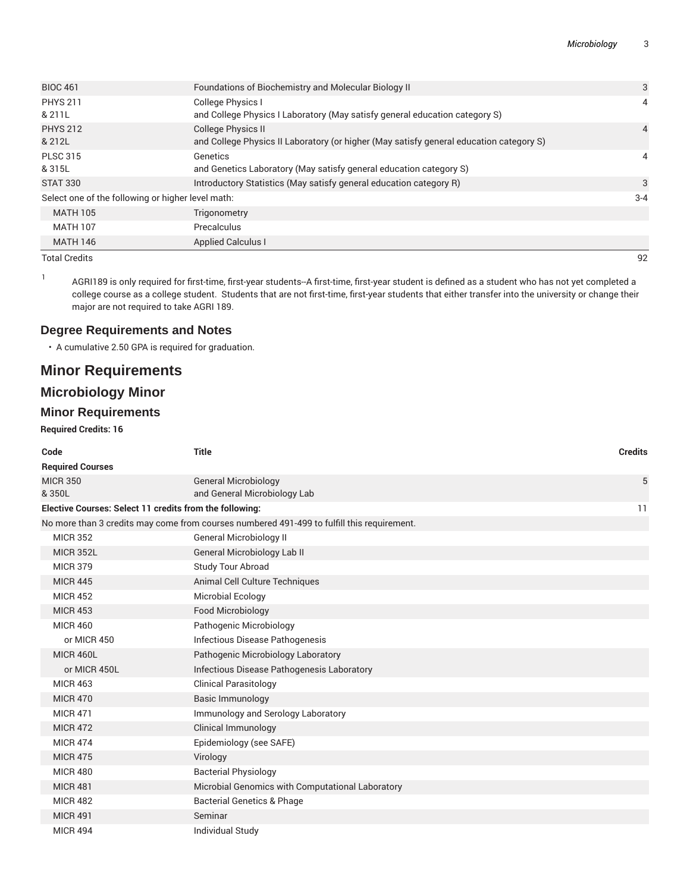| | | |
|---|---|---|
| BIOC 461 | Foundations of Biochemistry and Molecular Biology II | 3 |
| PHYS 211 & 211L | College Physics I and College Physics I Laboratory (May satisfy general education category S) | 4 |
| PHYS 212 & 212L | College Physics II and College Physics II Laboratory (or higher (May satisfy general education category S) | 4 |
| PLSC 315 & 315L | Genetics and Genetics Laboratory (May satisfy general education category S) | 4 |
| STAT 330 | Introductory Statistics (May satisfy general education category R) | 3 |
| Select one of the following or higher level math: | | 3-4 |
| MATH 105 | Trigonometry | |
| MATH 107 | Precalculus | |
| MATH 146 | Applied Calculus I | |
| Total Credits | | 92 |

1 AGRI189 is only required for first-time, first-year students--A first-time, first-year student is defined as a student who has not yet completed a college course as a college student. Students that are not first-time, first-year students that either transfer into the university or change their major are not required to take AGRI 189.

### Degree Requirements and Notes

- A cumulative 2.50 GPA is required for graduation.

# Minor Requirements

## Microbiology Minor

### Minor Requirements

**Required Credits: 16**

| Code | Title | Credits |
|---|---|---|
| **Required Courses** | | |
| MICR 350 & 350L | General Microbiology and General Microbiology Lab | 5 |
| **Elective Courses: Select 11 credits from the following:** | | 11 |
| No more than 3 credits may come from courses numbered 491-499 to fulfill this requirement. | | |
| MICR 352 | General Microbiology II | |
| MICR 352L | General Microbiology Lab II | |
| MICR 379 | Study Tour Abroad | |
| MICR 445 | Animal Cell Culture Techniques | |
| MICR 452 | Microbial Ecology | |
| MICR 453 | Food Microbiology | |
| MICR 460 | Pathogenic Microbiology | |
| or MICR 450 | Infectious Disease Pathogenesis | |
| MICR 460L | Pathogenic Microbiology Laboratory | |
| or MICR 450L | Infectious Disease Pathogenesis Laboratory | |
| MICR 463 | Clinical Parasitology | |
| MICR 470 | Basic Immunology | |
| MICR 471 | Immunology and Serology Laboratory | |
| MICR 472 | Clinical Immunology | |
| MICR 474 | Epidemiology (see SAFE) | |
| MICR 475 | Virology | |
| MICR 480 | Bacterial Physiology | |
| MICR 481 | Microbial Genomics with Computational Laboratory | |
| MICR 482 | Bacterial Genetics & Phage | |
| MICR 491 | Seminar | |
| MICR 494 | Individual Study | |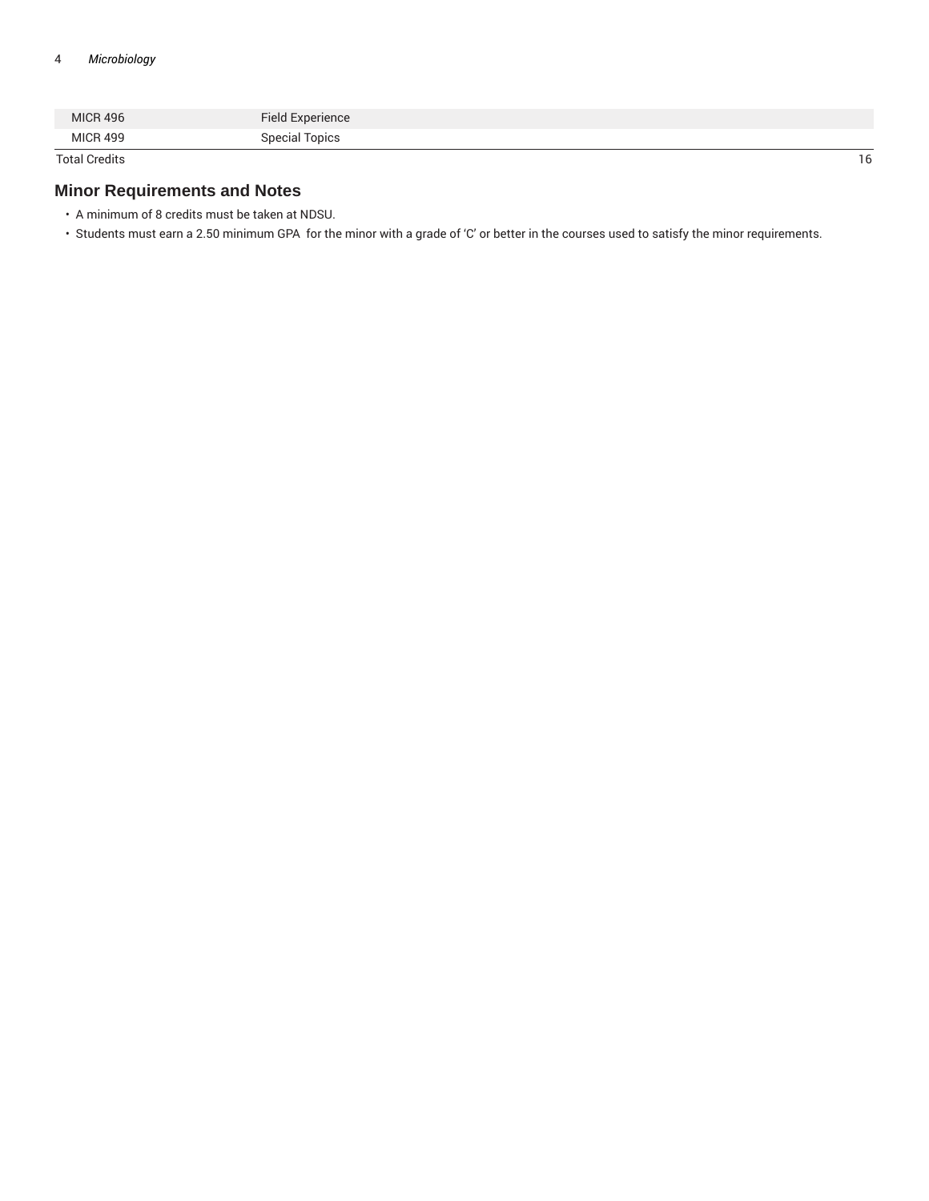| | | |
|---|---|---|
| MICR 496 | Field Experience | |
| MICR 499 | Special Topics | |
| Total Credits | | 16 |

## Minor Requirements and Notes

- A minimum of 8 credits must be taken at NDSU.
- Students must earn a 2.50 minimum GPA for the minor with a grade of 'C' or better in the courses used to satisfy the minor requirements.